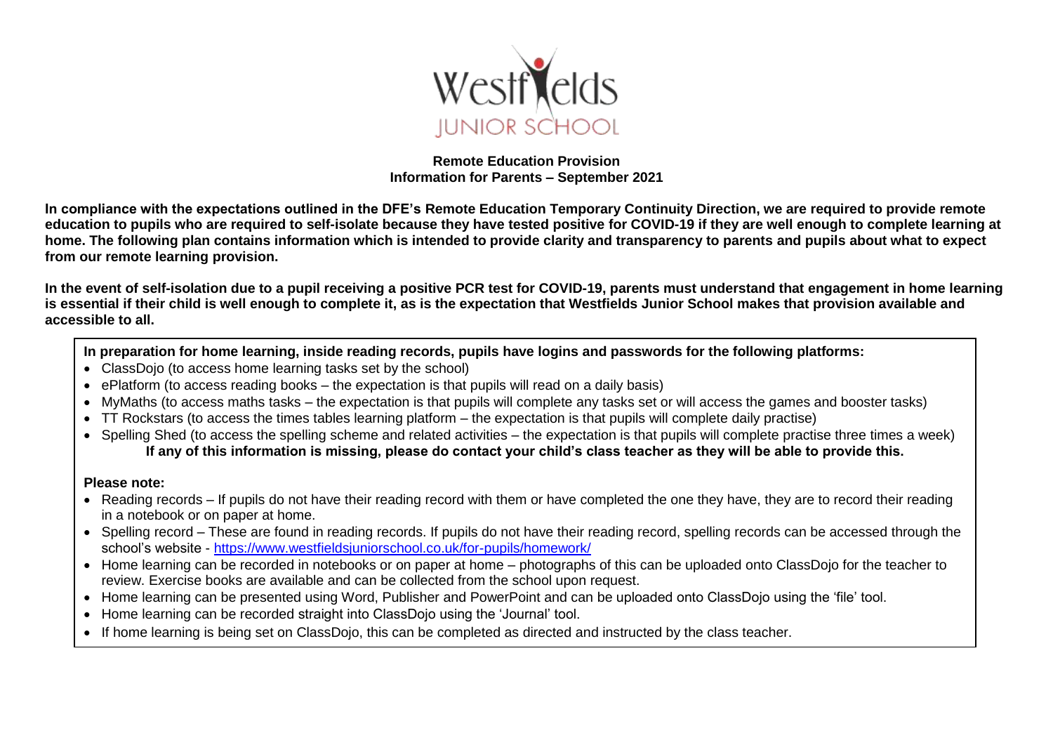Westfields
JUNIOR SCHOOL

**Remote Education Provision**
**Information for Parents – September 2021**

**In compliance with the expectations outlined in the DFE's Remote Education Temporary Continuity Direction, we are required to provide remote education to pupils who are required to self-isolate because they have tested positive for COVID-19 if they are well enough to complete learning at home. The following plan contains information which is intended to provide clarity and transparency to parents and pupils about what to expect from our remote learning provision.**

**In the event of self-isolation due to a pupil receiving a positive PCR test for COVID-19, parents must understand that engagement in home learning is essential if their child is well enough to complete it, as is the expectation that Westfields Junior School makes that provision available and accessible to all.**

**In preparation for home learning, inside reading records, pupils have logins and passwords for the following platforms:**

- ClassDojo (to access home learning tasks set by the school)
- ePlatform (to access reading books – the expectation is that pupils will read on a daily basis)
- MyMaths (to access maths tasks – the expectation is that pupils will complete any tasks set or will access the games and booster tasks)
- TT Rockstars (to access the times tables learning platform – the expectation is that pupils will complete daily practise)
- Spelling Shed (to access the spelling scheme and related activities – the expectation is that pupils will complete practise three times a week)

**If any of this information is missing, please do contact your child's class teacher as they will be able to provide this.**

**Please note:**

- Reading records – If pupils do not have their reading record with them or have completed the one they have, they are to record their reading in a notebook or on paper at home.
- Spelling record – These are found in reading records. If pupils do not have their reading record, spelling records can be accessed through the school's website - https://www.westfieldsjuniorschool.co.uk/for-pupils/homework/
- Home learning can be recorded in notebooks or on paper at home – photographs of this can be uploaded onto ClassDojo for the teacher to review. Exercise books are available and can be collected from the school upon request.
- Home learning can be presented using Word, Publisher and PowerPoint and can be uploaded onto ClassDojo using the 'file' tool.
- Home learning can be recorded straight into ClassDojo using the 'Journal' tool.
- If home learning is being set on ClassDojo, this can be completed as directed and instructed by the class teacher.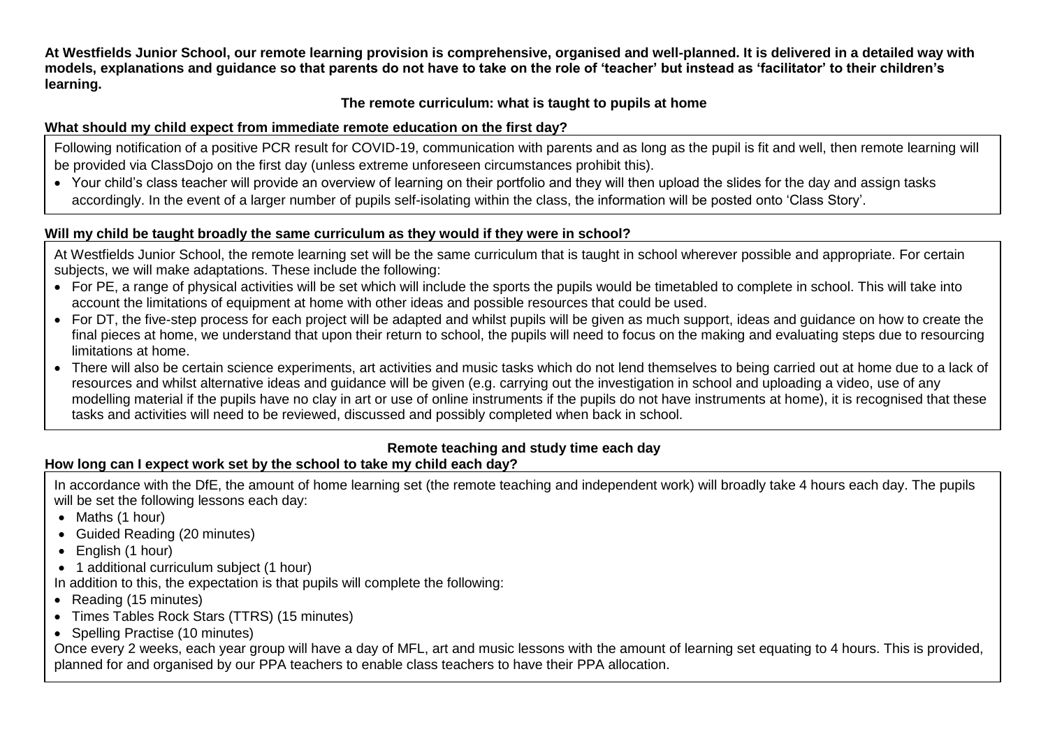**At Westfields Junior School, our remote learning provision is comprehensive, organised and well-planned. It is delivered in a detailed way with models, explanations and guidance so that parents do not have to take on the role of 'teacher' but instead as 'facilitator' to their children's learning.**

## The remote curriculum: what is taught to pupils at home

### What should my child expect from immediate remote education on the first day?

Following notification of a positive PCR result for COVID-19, communication with parents and as long as the pupil is fit and well, then remote learning will be provided via ClassDojo on the first day (unless extreme unforeseen circumstances prohibit this).

- Your child's class teacher will provide an overview of learning on their portfolio and they will then upload the slides for the day and assign tasks accordingly. In the event of a larger number of pupils self-isolating within the class, the information will be posted onto 'Class Story'.

### Will my child be taught broadly the same curriculum as they would if they were in school?

At Westfields Junior School, the remote learning set will be the same curriculum that is taught in school wherever possible and appropriate. For certain subjects, we will make adaptations. These include the following:

- For PE, a range of physical activities will be set which will include the sports the pupils would be timetabled to complete in school. This will take into account the limitations of equipment at home with other ideas and possible resources that could be used.
- For DT, the five-step process for each project will be adapted and whilst pupils will be given as much support, ideas and guidance on how to create the final pieces at home, we understand that upon their return to school, the pupils will need to focus on the making and evaluating steps due to resourcing limitations at home.
- There will also be certain science experiments, art activities and music tasks which do not lend themselves to being carried out at home due to a lack of resources and whilst alternative ideas and guidance will be given (e.g. carrying out the investigation in school and uploading a video, use of any modelling material if the pupils have no clay in art or use of online instruments if the pupils do not have instruments at home), it is recognised that these tasks and activities will need to be reviewed, discussed and possibly completed when back in school.

## Remote teaching and study time each day

### How long can I expect work set by the school to take my child each day?

In accordance with the DfE, the amount of home learning set (the remote teaching and independent work) will broadly take 4 hours each day. The pupils will be set the following lessons each day:

- Maths (1 hour)
- Guided Reading (20 minutes)
- English (1 hour)
- 1 additional curriculum subject (1 hour)

In addition to this, the expectation is that pupils will complete the following:

- Reading (15 minutes)
- Times Tables Rock Stars (TTRS) (15 minutes)
- Spelling Practise (10 minutes)

Once every 2 weeks, each year group will have a day of MFL, art and music lessons with the amount of learning set equating to 4 hours. This is provided, planned for and organised by our PPA teachers to enable class teachers to have their PPA allocation.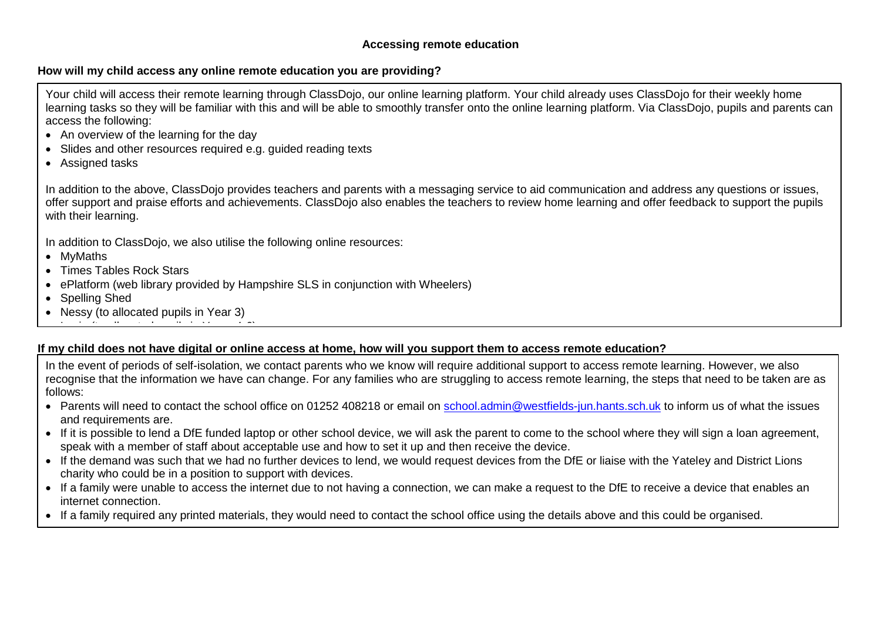### Accessing remote education

**How will my child access any online remote education you are providing?**

Your child will access their remote learning through ClassDojo, our online learning platform. Your child already uses ClassDojo for their weekly home learning tasks so they will be familiar with this and will be able to smoothly transfer onto the online learning platform. Via ClassDojo, pupils and parents can access the following:

- An overview of the learning for the day
- Slides and other resources required e.g. guided reading texts
- Assigned tasks

In addition to the above, ClassDojo provides teachers and parents with a messaging service to aid communication and address any questions or issues, offer support and praise efforts and achievements. ClassDojo also enables the teachers to review home learning and offer feedback to support the pupils with their learning.

In addition to ClassDojo, we also utilise the following online resources:

- MyMaths
- Times Tables Rock Stars
- ePlatform (web library provided by Hampshire SLS in conjunction with Wheelers)
- Spelling Shed
- Nessy (to allocated pupils in Year 3)

**If my child does not have digital or online access at home, how will you support them to access remote education?**

In the event of periods of self-isolation, we contact parents who we know will require additional support to access remote learning. However, we also recognise that the information we have can change. For any families who are struggling to access remote learning, the steps that need to be taken are as follows:

- Parents will need to contact the school office on 01252 408218 or email on school.admin@westfields-jun.hants.sch.uk to inform us of what the issues and requirements are.
- If it is possible to lend a DfE funded laptop or other school device, we will ask the parent to come to the school where they will sign a loan agreement, speak with a member of staff about acceptable use and how to set it up and then receive the device.
- If the demand was such that we had no further devices to lend, we would request devices from the DfE or liaise with the Yateley and District Lions charity who could be in a position to support with devices.
- If a family were unable to access the internet due to not having a connection, we can make a request to the DfE to receive a device that enables an internet connection.
- If a family required any printed materials, they would need to contact the school office using the details above and this could be organised.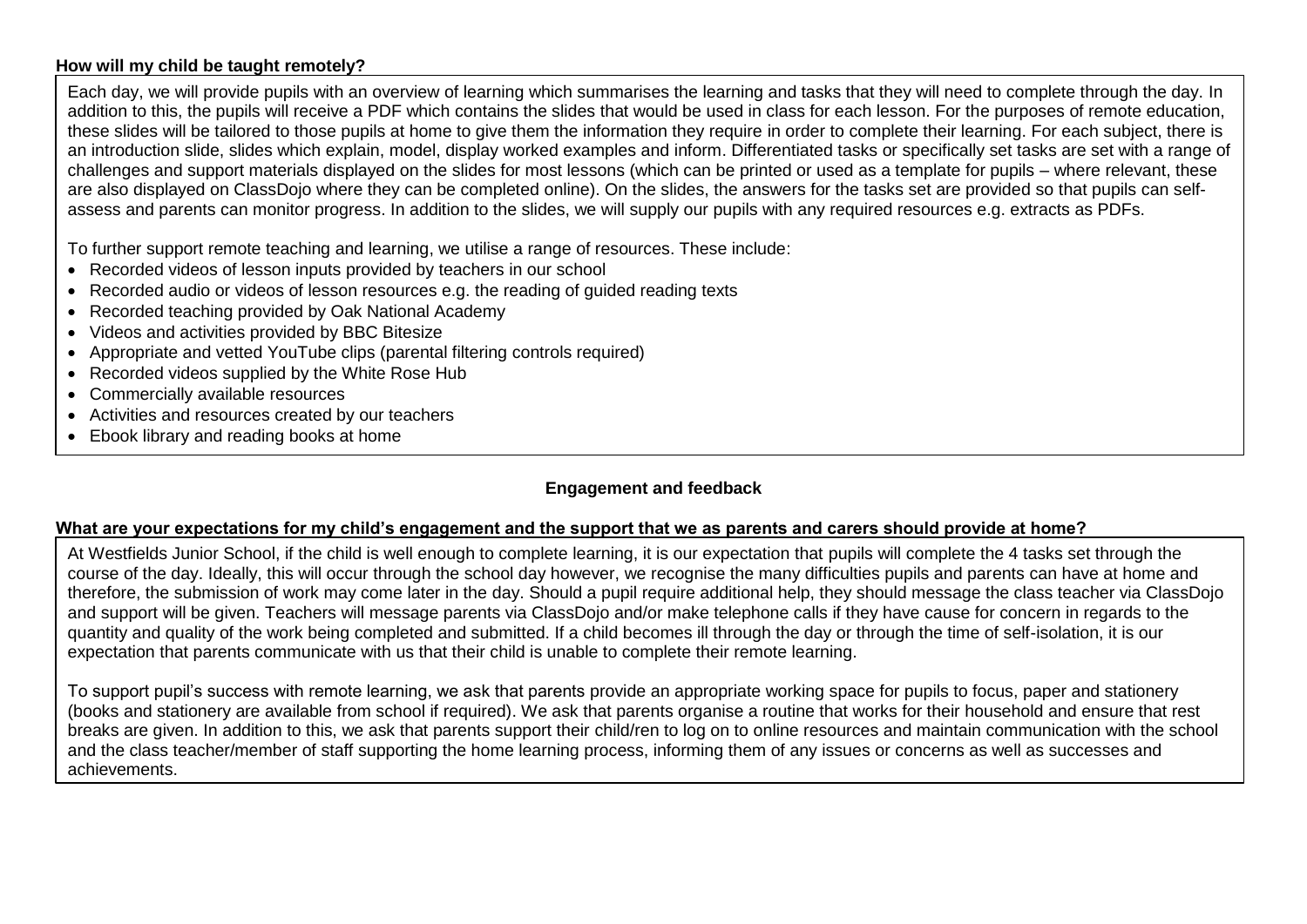**How will my child be taught remotely?**

Each day, we will provide pupils with an overview of learning which summarises the learning and tasks that they will need to complete through the day. In addition to this, the pupils will receive a PDF which contains the slides that would be used in class for each lesson. For the purposes of remote education, these slides will be tailored to those pupils at home to give them the information they require in order to complete their learning. For each subject, there is an introduction slide, slides which explain, model, display worked examples and inform. Differentiated tasks or specifically set tasks are set with a range of challenges and support materials displayed on the slides for most lessons (which can be printed or used as a template for pupils – where relevant, these are also displayed on ClassDojo where they can be completed online). On the slides, the answers for the tasks set are provided so that pupils can self-assess and parents can monitor progress. In addition to the slides, we will supply our pupils with any required resources e.g. extracts as PDFs.

To further support remote teaching and learning, we utilise a range of resources. These include:

- Recorded videos of lesson inputs provided by teachers in our school
- Recorded audio or videos of lesson resources e.g. the reading of guided reading texts
- Recorded teaching provided by Oak National Academy
- Videos and activities provided by BBC Bitesize
- Appropriate and vetted YouTube clips (parental filtering controls required)
- Recorded videos supplied by the White Rose Hub
- Commercially available resources
- Activities and resources created by our teachers
- Ebook library and reading books at home

## Engagement and feedback

**What are your expectations for my child's engagement and the support that we as parents and carers should provide at home?**

At Westfields Junior School, if the child is well enough to complete learning, it is our expectation that pupils will complete the 4 tasks set through the course of the day. Ideally, this will occur through the school day however, we recognise the many difficulties pupils and parents can have at home and therefore, the submission of work may come later in the day. Should a pupil require additional help, they should message the class teacher via ClassDojo and support will be given. Teachers will message parents via ClassDojo and/or make telephone calls if they have cause for concern in regards to the quantity and quality of the work being completed and submitted. If a child becomes ill through the day or through the time of self-isolation, it is our expectation that parents communicate with us that their child is unable to complete their remote learning.

To support pupil's success with remote learning, we ask that parents provide an appropriate working space for pupils to focus, paper and stationery (books and stationery are available from school if required). We ask that parents organise a routine that works for their household and ensure that rest breaks are given. In addition to this, we ask that parents support their child/ren to log on to online resources and maintain communication with the school and the class teacher/member of staff supporting the home learning process, informing them of any issues or concerns as well as successes and achievements.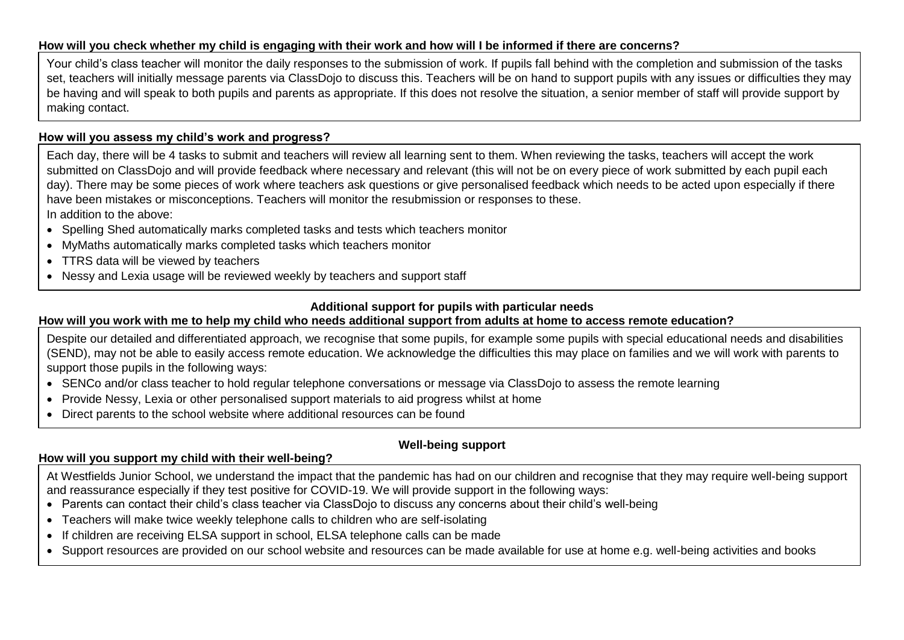**How will you check whether my child is engaging with their work and how will I be informed if there are concerns?**

Your child's class teacher will monitor the daily responses to the submission of work. If pupils fall behind with the completion and submission of the tasks set, teachers will initially message parents via ClassDojo to discuss this. Teachers will be on hand to support pupils with any issues or difficulties they may be having and will speak to both pupils and parents as appropriate. If this does not resolve the situation, a senior member of staff will provide support by making contact.

**How will you assess my child's work and progress?**

Each day, there will be 4 tasks to submit and teachers will review all learning sent to them. When reviewing the tasks, teachers will accept the work submitted on ClassDojo and will provide feedback where necessary and relevant (this will not be on every piece of work submitted by each pupil each day). There may be some pieces of work where teachers ask questions or give personalised feedback which needs to be acted upon especially if there have been mistakes or misconceptions. Teachers will monitor the resubmission or responses to these.

In addition to the above:

- Spelling Shed automatically marks completed tasks and tests which teachers monitor
- MyMaths automatically marks completed tasks which teachers monitor
- TTRS data will be viewed by teachers
- Nessy and Lexia usage will be reviewed weekly by teachers and support staff

## Additional support for pupils with particular needs

**How will you work with me to help my child who needs additional support from adults at home to access remote education?**

Despite our detailed and differentiated approach, we recognise that some pupils, for example some pupils with special educational needs and disabilities (SEND), may not be able to easily access remote education. We acknowledge the difficulties this may place on families and we will work with parents to support those pupils in the following ways:

- SENCo and/or class teacher to hold regular telephone conversations or message via ClassDojo to assess the remote learning
- Provide Nessy, Lexia or other personalised support materials to aid progress whilst at home
- Direct parents to the school website where additional resources can be found

## Well-being support

**How will you support my child with their well-being?**

At Westfields Junior School, we understand the impact that the pandemic has had on our children and recognise that they may require well-being support and reassurance especially if they test positive for COVID-19. We will provide support in the following ways:

- Parents can contact their child's class teacher via ClassDojo to discuss any concerns about their child's well-being
- Teachers will make twice weekly telephone calls to children who are self-isolating
- If children are receiving ELSA support in school, ELSA telephone calls can be made
- Support resources are provided on our school website and resources can be made available for use at home e.g. well-being activities and books